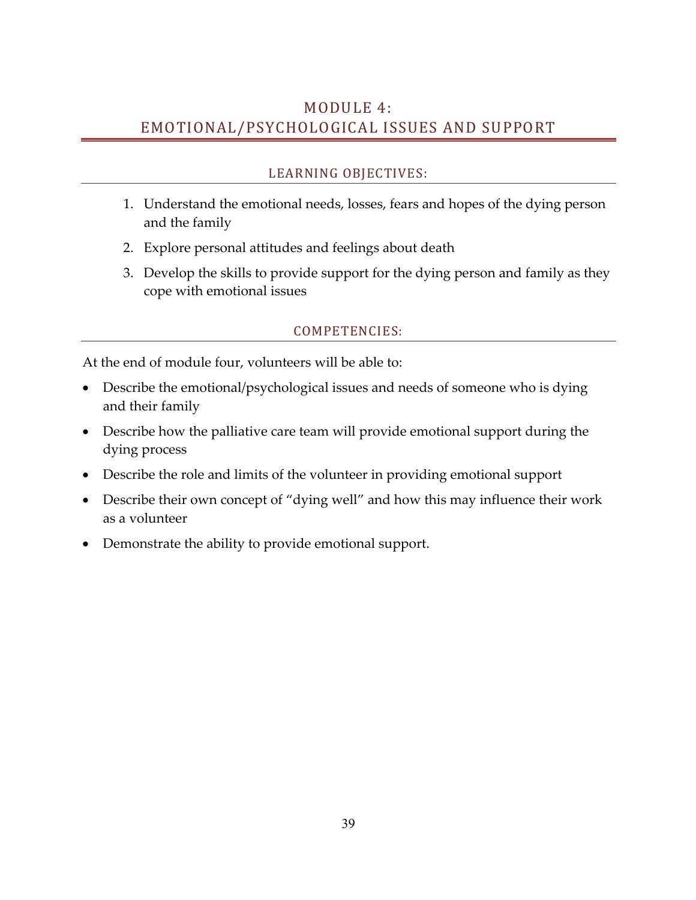# MODULE 4: EMOTIONAL/PSYCHOLOGICAL ISSUES AND SUPPORT

## LEARNING OBJECTIVES:

1. Understand the emotional needs, losses, fears and hopes of the dying person and the family
2. Explore personal attitudes and feelings about death
3. Develop the skills to provide support for the dying person and family as they cope with emotional issues

## COMPETENCIES:

At the end of module four, volunteers will be able to:

- Describe the emotional/psychological issues and needs of someone who is dying and their family
- Describe how the palliative care team will provide emotional support during the dying process
- Describe the role and limits of the volunteer in providing emotional support
- Describe their own concept of "dying well" and how this may influence their work as a volunteer
- Demonstrate the ability to provide emotional support.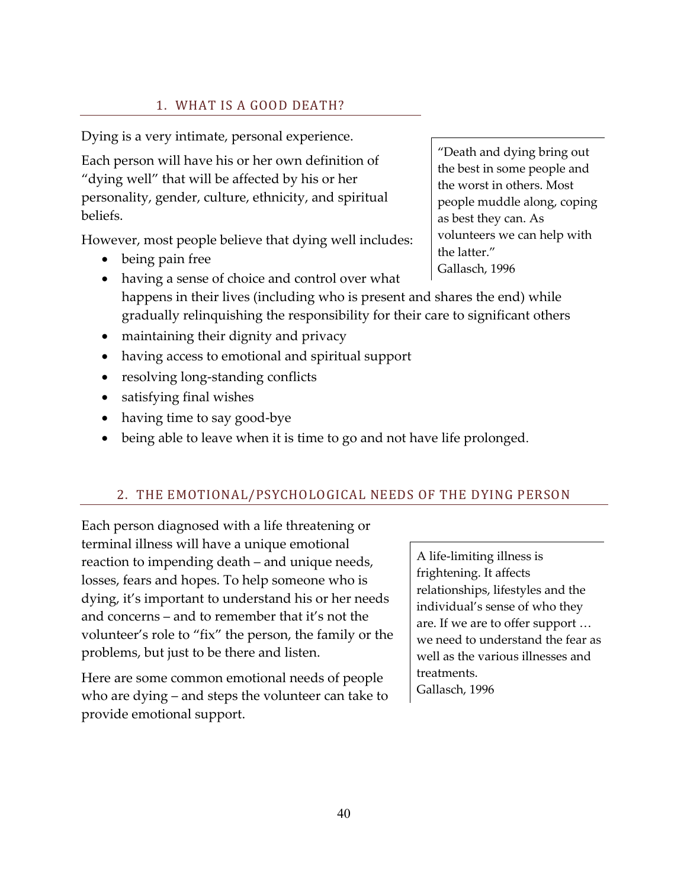## 1. WHAT IS A GOOD DEATH?

Dying is a very intimate, personal experience.

Each person will have his or her own definition of "dying well" that will be affected by his or her personality, gender, culture, ethnicity, and spiritual beliefs.

> "Death and dying bring out the best in some people and the worst in others. Most people muddle along, coping as best they can. As volunteers we can help with the latter."
> Gallasch, 1996

However, most people believe that dying well includes:

- being pain free
- having a sense of choice and control over what happens in their lives (including who is present and shares the end) while gradually relinquishing the responsibility for their care to significant others
- maintaining their dignity and privacy
- having access to emotional and spiritual support
- resolving long-standing conflicts
- satisfying final wishes
- having time to say good-bye
- being able to leave when it is time to go and not have life prolonged.

## 2. THE EMOTIONAL/PSYCHOLOGICAL NEEDS OF THE DYING PERSON

Each person diagnosed with a life threatening or terminal illness will have a unique emotional reaction to impending death – and unique needs, losses, fears and hopes. To help someone who is dying, it's important to understand his or her needs and concerns – and to remember that it's not the volunteer's role to "fix" the person, the family or the problems, but just to be there and listen.

> A life-limiting illness is frightening. It affects relationships, lifestyles and the individual's sense of who they are. If we are to offer support … we need to understand the fear as well as the various illnesses and treatments.
> Gallasch, 1996

Here are some common emotional needs of people who are dying – and steps the volunteer can take to provide emotional support.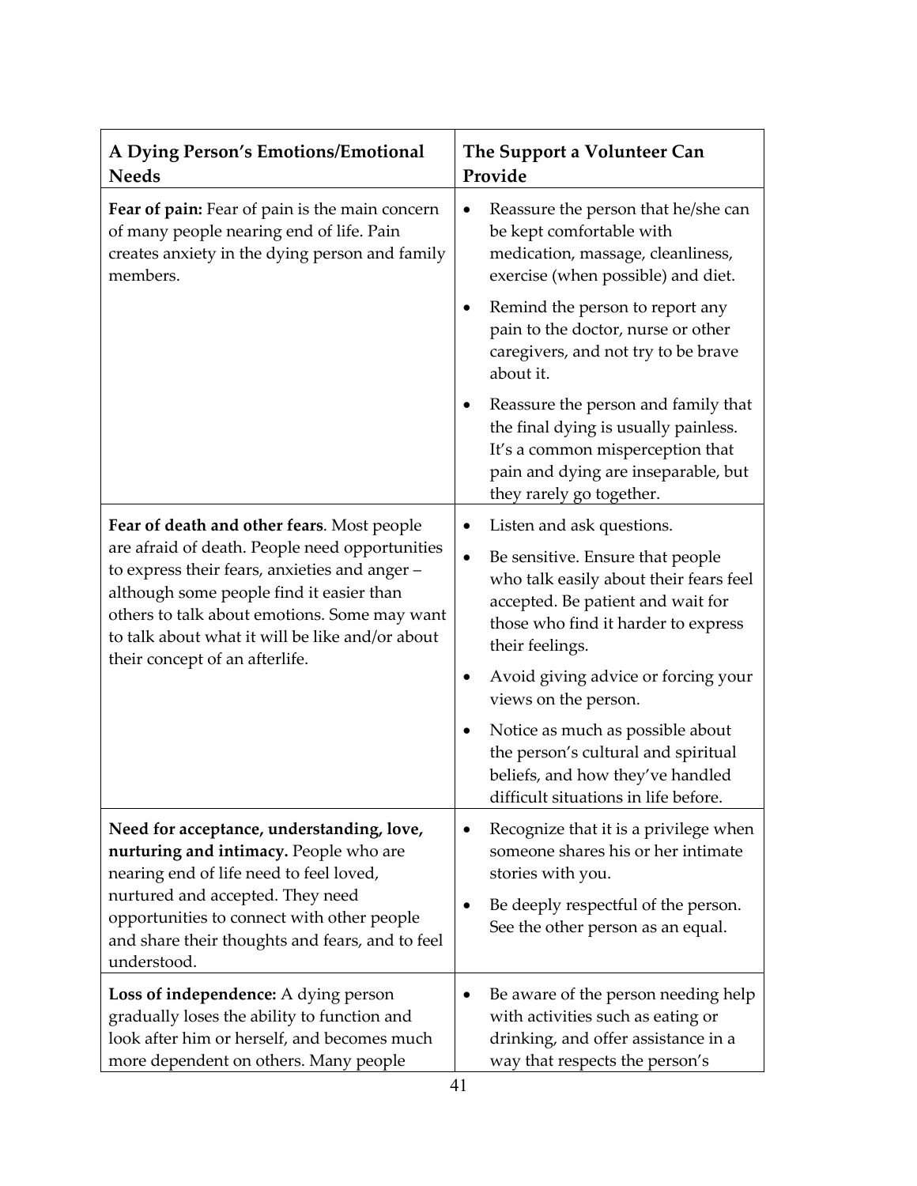| A Dying Person's Emotions/Emotional Needs | The Support a Volunteer Can Provide |
| --- | --- |
| **Fear of pain:** Fear of pain is the main concern of many people nearing end of life. Pain creates anxiety in the dying person and family members. | • Reassure the person that he/she can be kept comfortable with medication, massage, cleanliness, exercise (when possible) and diet.<br>• Remind the person to report any pain to the doctor, nurse or other caregivers, and not try to be brave about it.<br>• Reassure the person and family that the final dying is usually painless. It's a common misperception that pain and dying are inseparable, but they rarely go together. |
| **Fear of death and other fears**. Most people are afraid of death. People need opportunities to express their fears, anxieties and anger – although some people find it easier than others to talk about emotions. Some may want to talk about what it will be like and/or about their concept of an afterlife. | • Listen and ask questions.<br>• Be sensitive. Ensure that people who talk easily about their fears feel accepted. Be patient and wait for those who find it harder to express their feelings.<br>• Avoid giving advice or forcing your views on the person.<br>• Notice as much as possible about the person's cultural and spiritual beliefs, and how they've handled difficult situations in life before. |
| **Need for acceptance, understanding, love, nurturing and intimacy.** People who are nearing end of life need to feel loved, nurtured and accepted. They need opportunities to connect with other people and share their thoughts and fears, and to feel understood. | • Recognize that it is a privilege when someone shares his or her intimate stories with you.<br>• Be deeply respectful of the person. See the other person as an equal. |
| **Loss of independence:** A dying person gradually loses the ability to function and look after him or herself, and becomes much more dependent on others. Many people | • Be aware of the person needing help with activities such as eating or drinking, and offer assistance in a way that respects the person's |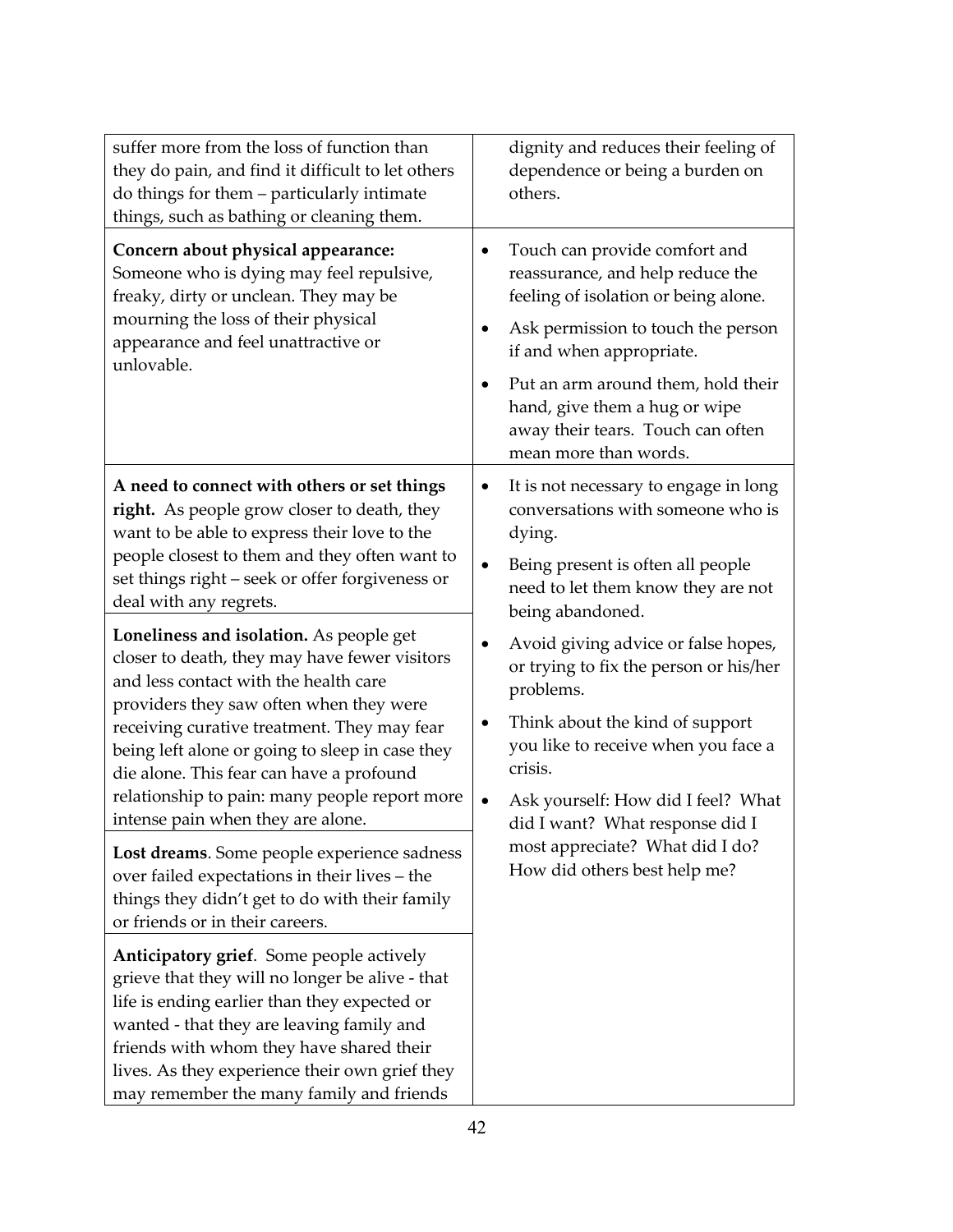| | |
|---|---|
| suffer more from the loss of function than they do pain, and find it difficult to let others do things for them – particularly intimate things, such as bathing or cleaning them. | dignity and reduces their feeling of dependence or being a burden on others. |
| **Concern about physical appearance:** Someone who is dying may feel repulsive, freaky, dirty or unclean. They may be mourning the loss of their physical appearance and feel unattractive or unlovable. | • Touch can provide comfort and reassurance, and help reduce the feeling of isolation or being alone.<br>• Ask permission to touch the person if and when appropriate.<br>• Put an arm around them, hold their hand, give them a hug or wipe away their tears. Touch can often mean more than words. |
| **A need to connect with others or set things right.** As people grow closer to death, they want to be able to express their love to the people closest to them and they often want to set things right – seek or offer forgiveness or deal with any regrets. | • It is not necessary to engage in long conversations with someone who is dying.<br>• Being present is often all people need to let them know they are not being abandoned.<br>• Avoid giving advice or false hopes, or trying to fix the person or his/her problems.<br>• Think about the kind of support you like to receive when you face a crisis.<br>• Ask yourself: How did I feel? What did I want? What response did I most appreciate? What did I do? How did others best help me? |
| **Loneliness and isolation.** As people get closer to death, they may have fewer visitors and less contact with the health care providers they saw often when they were receiving curative treatment. They may fear being left alone or going to sleep in case they die alone. This fear can have a profound relationship to pain: many people report more intense pain when they are alone. | |
| **Lost dreams**. Some people experience sadness over failed expectations in their lives – the things they didn't get to do with their family or friends or in their careers. | |
| **Anticipatory grief**. Some people actively grieve that they will no longer be alive - that life is ending earlier than they expected or wanted - that they are leaving family and friends with whom they have shared their lives. As they experience their own grief they may remember the many family and friends | |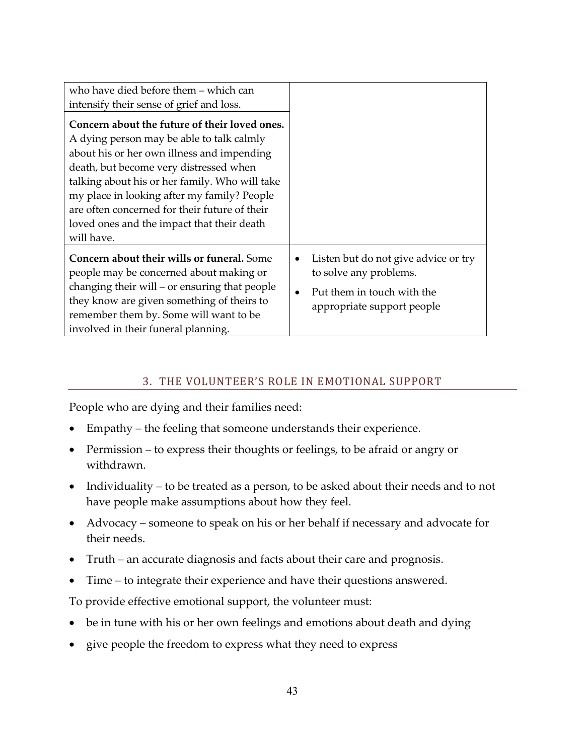| | |
|---|---|
| who have died before them – which can intensify their sense of grief and loss. | |
| **Concern about the future of their loved ones.** A dying person may be able to talk calmly about his or her own illness and impending death, but become very distressed when talking about his or her family. Who will take my place in looking after my family? People are often concerned for their future of their loved ones and the impact that their death will have. | |
| **Concern about their wills or funeral.** Some people may be concerned about making or changing their will – or ensuring that people they know are given something of theirs to remember them by. Some will want to be involved in their funeral planning. | • Listen but do not give advice or try to solve any problems.<br>• Put them in touch with the appropriate support people |

## 3. THE VOLUNTEER'S ROLE IN EMOTIONAL SUPPORT

People who are dying and their families need:

- Empathy – the feeling that someone understands their experience.
- Permission – to express their thoughts or feelings, to be afraid or angry or withdrawn.
- Individuality – to be treated as a person, to be asked about their needs and to not have people make assumptions about how they feel.
- Advocacy – someone to speak on his or her behalf if necessary and advocate for their needs.
- Truth – an accurate diagnosis and facts about their care and prognosis.
- Time – to integrate their experience and have their questions answered.

To provide effective emotional support, the volunteer must:

- be in tune with his or her own feelings and emotions about death and dying
- give people the freedom to express what they need to express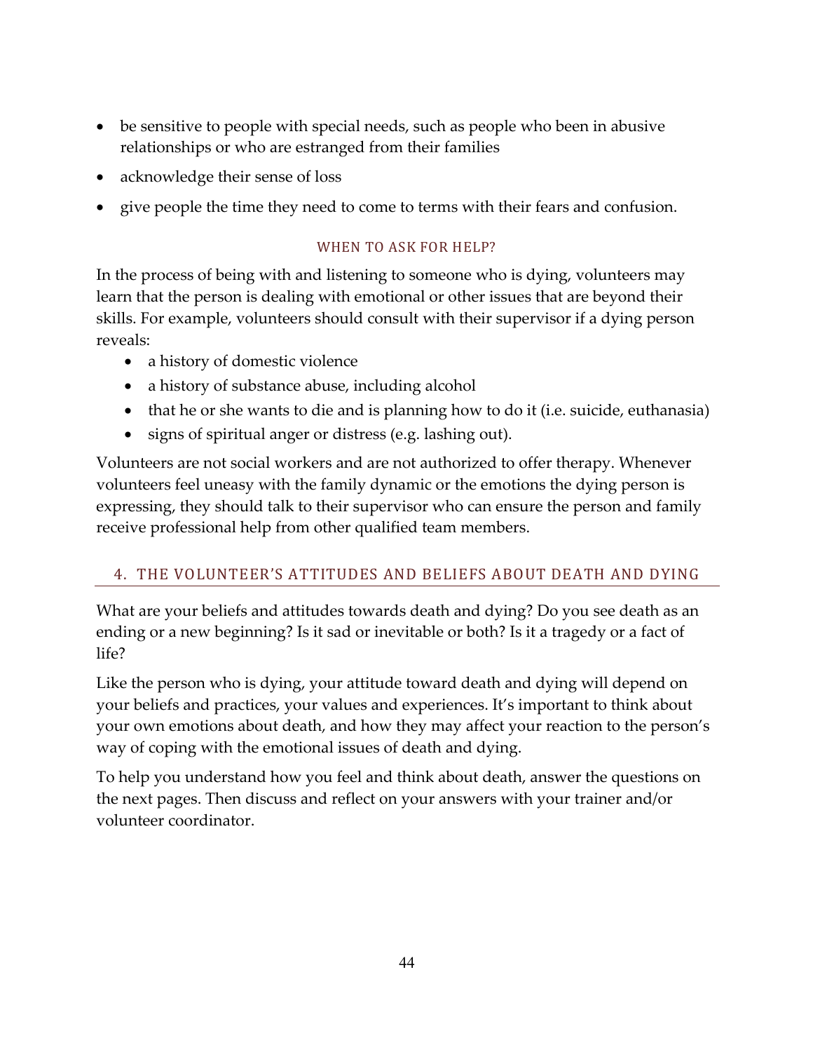- be sensitive to people with special needs, such as people who been in abusive relationships or who are estranged from their families
- acknowledge their sense of loss
- give people the time they need to come to terms with their fears and confusion.

### WHEN TO ASK FOR HELP?

In the process of being with and listening to someone who is dying, volunteers may learn that the person is dealing with emotional or other issues that are beyond their skills. For example, volunteers should consult with their supervisor if a dying person reveals:

- a history of domestic violence
- a history of substance abuse, including alcohol
- that he or she wants to die and is planning how to do it (i.e. suicide, euthanasia)
- signs of spiritual anger or distress (e.g. lashing out).

Volunteers are not social workers and are not authorized to offer therapy. Whenever volunteers feel uneasy with the family dynamic or the emotions the dying person is expressing, they should talk to their supervisor who can ensure the person and family receive professional help from other qualified team members.

## 4. THE VOLUNTEER'S ATTITUDES AND BELIEFS ABOUT DEATH AND DYING

What are your beliefs and attitudes towards death and dying? Do you see death as an ending or a new beginning? Is it sad or inevitable or both? Is it a tragedy or a fact of life?

Like the person who is dying, your attitude toward death and dying will depend on your beliefs and practices, your values and experiences. It's important to think about your own emotions about death, and how they may affect your reaction to the person's way of coping with the emotional issues of death and dying.

To help you understand how you feel and think about death, answer the questions on the next pages. Then discuss and reflect on your answers with your trainer and/or volunteer coordinator.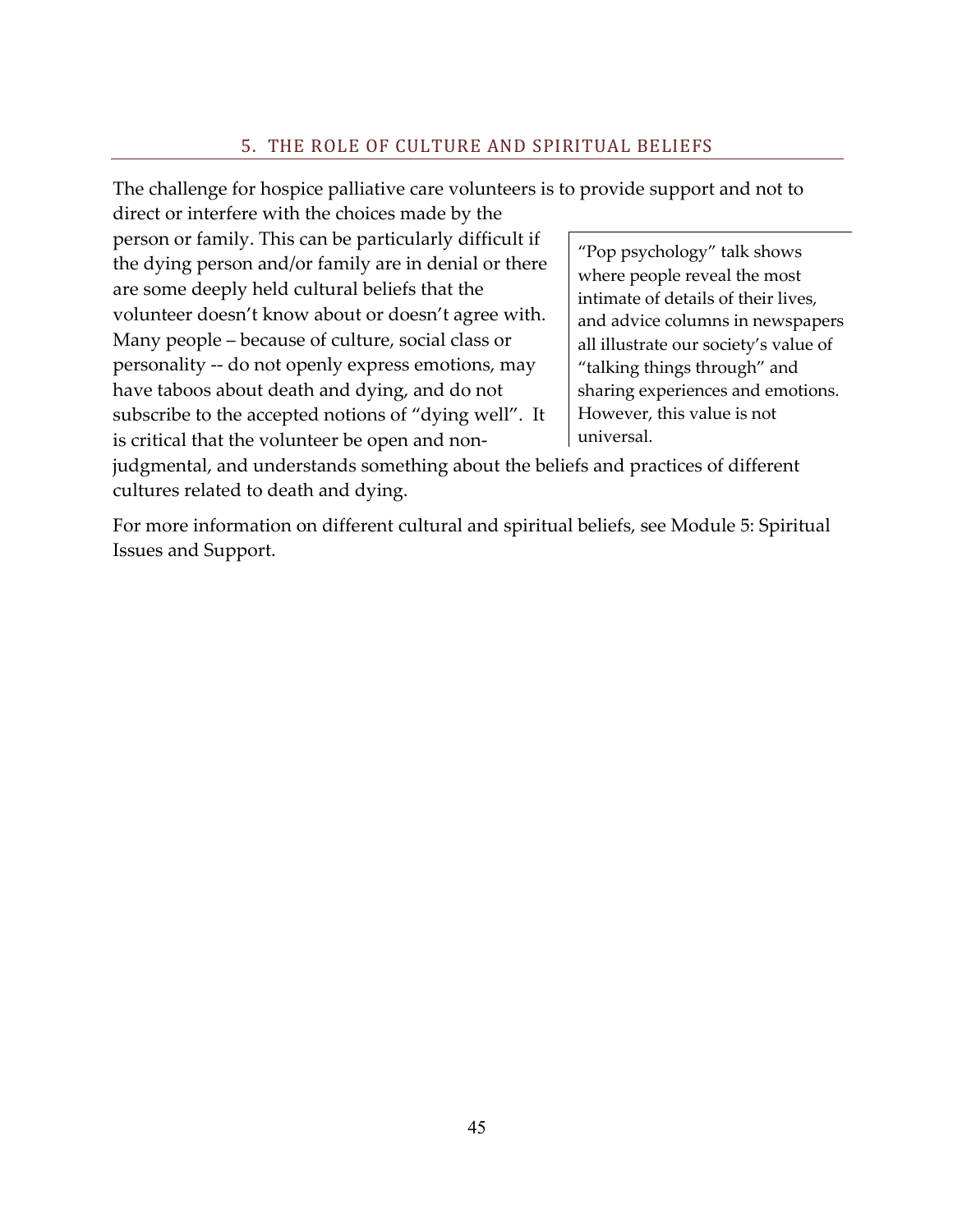## 5. THE ROLE OF CULTURE AND SPIRITUAL BELIEFS

The challenge for hospice palliative care volunteers is to provide support and not to direct or interfere with the choices made by the person or family. This can be particularly difficult if the dying person and/or family are in denial or there are some deeply held cultural beliefs that the volunteer doesn't know about or doesn't agree with. Many people – because of culture, social class or personality -- do not openly express emotions, may have taboos about death and dying, and do not subscribe to the accepted notions of "dying well". It is critical that the volunteer be open and non-judgmental, and understands something about the beliefs and practices of different cultures related to death and dying.

> "Pop psychology" talk shows where people reveal the most intimate of details of their lives, and advice columns in newspapers all illustrate our society's value of "talking things through" and sharing experiences and emotions. However, this value is not universal.

For more information on different cultural and spiritual beliefs, see Module 5: Spiritual Issues and Support.